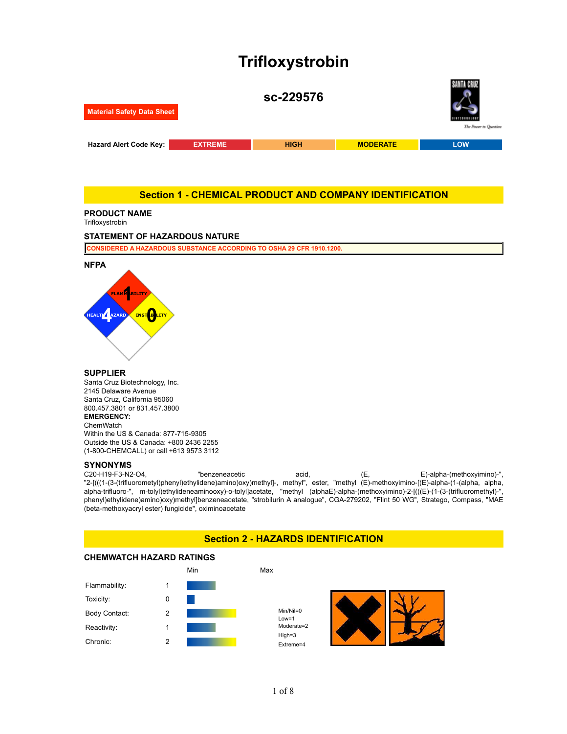# Trifloxystrobin

## sc-229576

**Material Safety Data Sheet**

**Hazard Alert Code Key:** EXTREME | HIGH | MODERATE | LOW

## Section 1 - CHEMICAL PRODUCT AND COMPANY IDENTIFICATION

### PRODUCT NAME

Trifloxystrobin

### STATEMENT OF HAZARDOUS NATURE

CONSIDERED A HAZARDOUS SUBSTANCE ACCORDING TO OSHA 29 CFR 1910.1200.

### NFPA

FLAMMABILITY: 1
HEALTH HAZARD: 4
INSTABILITY: 0

### SUPPLIER

Santa Cruz Biotechnology, Inc.
2145 Delaware Avenue
Santa Cruz, California 95060
800.457.3801 or 831.457.3800

**EMERGENCY:**

ChemWatch
Within the US & Canada: 877-715-9305
Outside the US & Canada: +800 2436 2255
(1-800-CHEMCALL) or call +613 9573 3112

### SYNONYMS

C20-H19-F3-N2-O4, "benzeneacetic acid, (E, E)-alpha-(methoxyimino)-", "2-[(((1-(3-(trifluorometyl)phenyl)ethylidene)amino)oxy)methyl]-, methyl", ester, "methyl (E)-methoxyimino-[(E)-alpha-(1-(alpha, alpha, alpha-trifluoro-", m-tolyl)ethylideneaminooxy)-o-tolyl]acetate, "methyl (alphaE)-alpha-(methoxyimino)-2-[(((E)-(1-(3-(trifluoromethyl)-", phenyl)ethylidene)amino)oxy)methyl]benzeneacetate, "strobilurin A analogue", CGA-279202, "Flint 50 WG", Stratego, Compass, "MAE (beta-methoxyacryl ester) fungicide", oximinoacetate

## Section 2 - HAZARDS IDENTIFICATION

### CHEMWATCH HAZARD RATINGS

| | Rating |
|---|---|
| Flammability: | 1 |
| Toxicity: | 0 |
| Body Contact: | 2 |
| Reactivity: | 1 |
| Chronic: | 2 |

Min/Nil=0
Low=1
Moderate=2
High=3
Extreme=4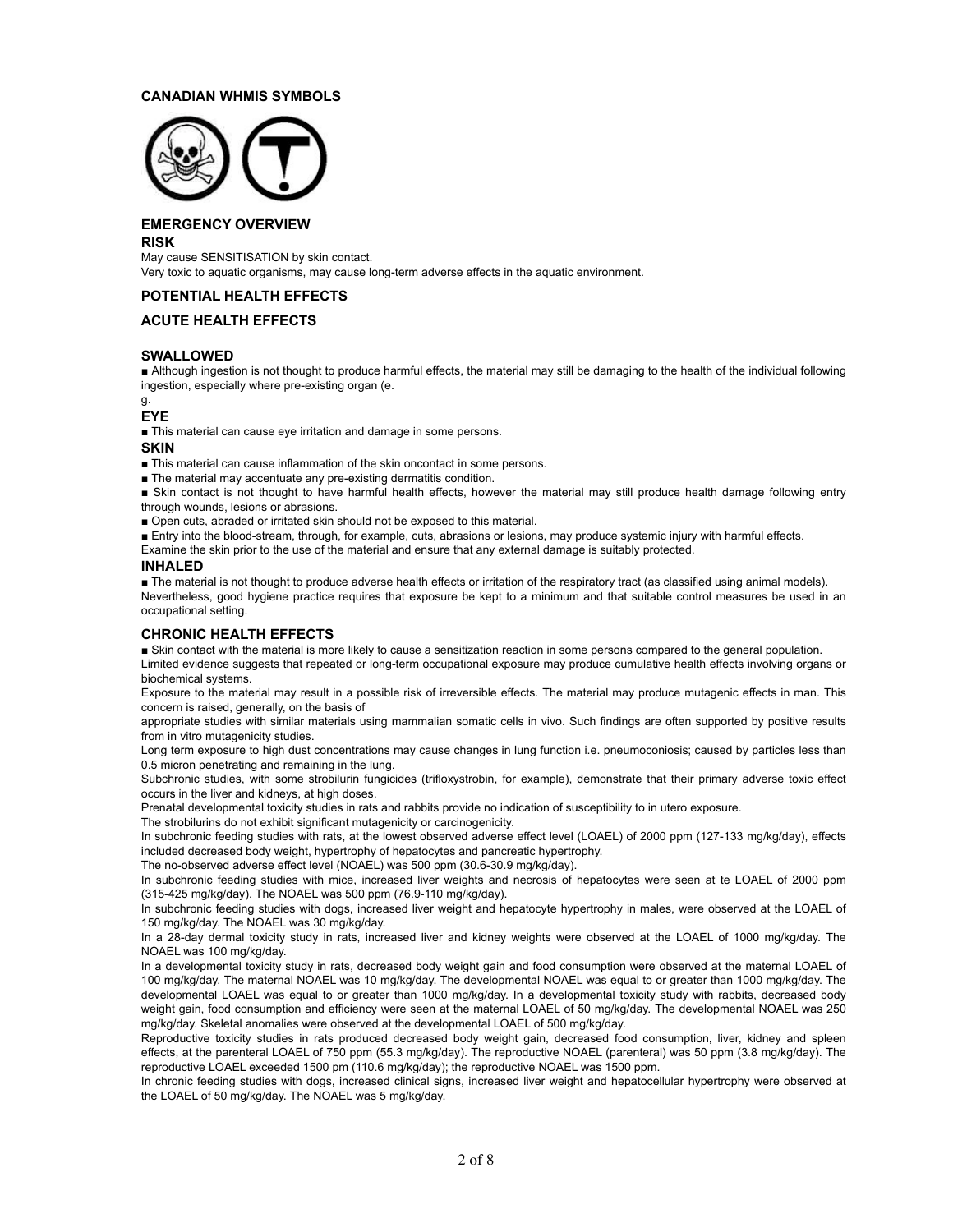## CANADIAN WHMIS SYMBOLS

## EMERGENCY OVERVIEW

### RISK

May cause SENSITISATION by skin contact.
Very toxic to aquatic organisms, may cause long-term adverse effects in the aquatic environment.

## POTENTIAL HEALTH EFFECTS

## ACUTE HEALTH EFFECTS

### SWALLOWED

■ Although ingestion is not thought to produce harmful effects, the material may still be damaging to the health of the individual following ingestion, especially where pre-existing organ (e.
g.

### EYE

■ This material can cause eye irritation and damage in some persons.

### SKIN

■ This material can cause inflammation of the skin oncontact in some persons.
■ The material may accentuate any pre-existing dermatitis condition.
■ Skin contact is not thought to have harmful health effects, however the material may still produce health damage following entry through wounds, lesions or abrasions.
■ Open cuts, abraded or irritated skin should not be exposed to this material.
■ Entry into the blood-stream, through, for example, cuts, abrasions or lesions, may produce systemic injury with harmful effects.
Examine the skin prior to the use of the material and ensure that any external damage is suitably protected.

### INHALED

■ The material is not thought to produce adverse health effects or irritation of the respiratory tract (as classified using animal models).
Nevertheless, good hygiene practice requires that exposure be kept to a minimum and that suitable control measures be used in an occupational setting.

## CHRONIC HEALTH EFFECTS

■ Skin contact with the material is more likely to cause a sensitization reaction in some persons compared to the general population.
Limited evidence suggests that repeated or long-term occupational exposure may produce cumulative health effects involving organs or biochemical systems.
Exposure to the material may result in a possible risk of irreversible effects. The material may produce mutagenic effects in man. This concern is raised, generally, on the basis of
appropriate studies with similar materials using mammalian somatic cells in vivo. Such findings are often supported by positive results from in vitro mutagenicity studies.
Long term exposure to high dust concentrations may cause changes in lung function i.e. pneumoconiosis; caused by particles less than 0.5 micron penetrating and remaining in the lung.
Subchronic studies, with some strobilurin fungicides (trifloxystrobin, for example), demonstrate that their primary adverse toxic effect occurs in the liver and kidneys, at high doses.
Prenatal developmental toxicity studies in rats and rabbits provide no indication of susceptibility to in utero exposure.
The strobilurins do not exhibit significant mutagenicity or carcinogenicity.
In subchronic feeding studies with rats, at the lowest observed adverse effect level (LOAEL) of 2000 ppm (127-133 mg/kg/day), effects included decreased body weight, hypertrophy of hepatocytes and pancreatic hypertrophy.
The no-observed adverse effect level (NOAEL) was 500 ppm (30.6-30.9 mg/kg/day).
In subchronic feeding studies with mice, increased liver weights and necrosis of hepatocytes were seen at te LOAEL of 2000 ppm (315-425 mg/kg/day). The NOAEL was 500 ppm (76.9-110 mg/kg/day).
In subchronic feeding studies with dogs, increased liver weight and hepatocyte hypertrophy in males, were observed at the LOAEL of 150 mg/kg/day. The NOAEL was 30 mg/kg/day.
In a 28-day dermal toxicity study in rats, increased liver and kidney weights were observed at the LOAEL of 1000 mg/kg/day. The NOAEL was 100 mg/kg/day.
In a developmental toxicity study in rats, decreased body weight gain and food consumption were observed at the maternal LOAEL of 100 mg/kg/day. The maternal NOAEL was 10 mg/kg/day. The developmental NOAEL was equal to or greater than 1000 mg/kg/day. The developmental LOAEL was equal to or greater than 1000 mg/kg/day. In a developmental toxicity study with rabbits, decreased body weight gain, food consumption and efficiency were seen at the maternal LOAEL of 50 mg/kg/day. The developmental NOAEL was 250 mg/kg/day. Skeletal anomalies were observed at the developmental LOAEL of 500 mg/kg/day.
Reproductive toxicity studies in rats produced decreased body weight gain, decreased food consumption, liver, kidney and spleen effects, at the parenteral LOAEL of 750 ppm (55.3 mg/kg/day). The reproductive NOAEL (parenteral) was 50 ppm (3.8 mg/kg/day). The reproductive LOAEL exceeded 1500 pm (110.6 mg/kg/day); the reproductive NOAEL was 1500 ppm.
In chronic feeding studies with dogs, increased clinical signs, increased liver weight and hepatocellular hypertrophy were observed at the LOAEL of 50 mg/kg/day. The NOAEL was 5 mg/kg/day.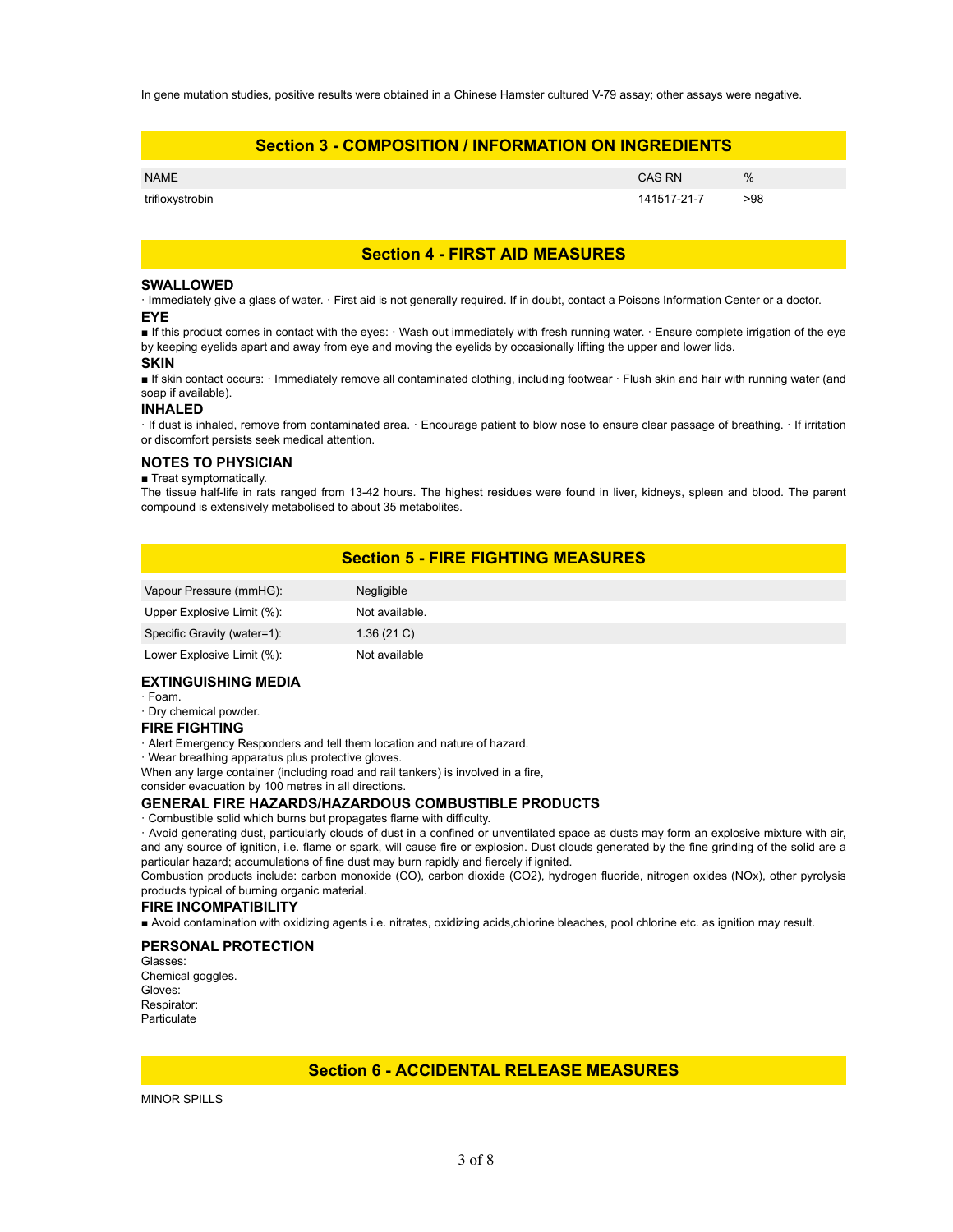In gene mutation studies, positive results were obtained in a Chinese Hamster cultured V-79 assay; other assays were negative.

## Section 3 - COMPOSITION / INFORMATION ON INGREDIENTS

| NAME | CAS RN | % |
|---|---|---|
| trifloxystrobin | 141517-21-7 | >98 |

## Section 4 - FIRST AID MEASURES

### SWALLOWED

· Immediately give a glass of water. · First aid is not generally required. If in doubt, contact a Poisons Information Center or a doctor.

### EYE

■ If this product comes in contact with the eyes: · Wash out immediately with fresh running water. · Ensure complete irrigation of the eye by keeping eyelids apart and away from eye and moving the eyelids by occasionally lifting the upper and lower lids.

### SKIN

■ If skin contact occurs: · Immediately remove all contaminated clothing, including footwear · Flush skin and hair with running water (and soap if available).

### INHALED

· If dust is inhaled, remove from contaminated area. · Encourage patient to blow nose to ensure clear passage of breathing. · If irritation or discomfort persists seek medical attention.

### NOTES TO PHYSICIAN

■ Treat symptomatically.
The tissue half-life in rats ranged from 13-42 hours. The highest residues were found in liver, kidneys, spleen and blood. The parent compound is extensively metabolised to about 35 metabolites.

## Section 5 - FIRE FIGHTING MEASURES

| | |
|---|---|
| Vapour Pressure (mmHG): | Negligible |
| Upper Explosive Limit (%): | Not available. |
| Specific Gravity (water=1): | 1.36 (21 C) |
| Lower Explosive Limit (%): | Not available |

### EXTINGUISHING MEDIA

· Foam.
· Dry chemical powder.

### FIRE FIGHTING

· Alert Emergency Responders and tell them location and nature of hazard.
· Wear breathing apparatus plus protective gloves.
When any large container (including road and rail tankers) is involved in a fire, consider evacuation by 100 metres in all directions.

### GENERAL FIRE HAZARDS/HAZARDOUS COMBUSTIBLE PRODUCTS

· Combustible solid which burns but propagates flame with difficulty.
· Avoid generating dust, particularly clouds of dust in a confined or unventilated space as dusts may form an explosive mixture with air, and any source of ignition, i.e. flame or spark, will cause fire or explosion. Dust clouds generated by the fine grinding of the solid are a particular hazard; accumulations of fine dust may burn rapidly and fiercely if ignited.
Combustion products include: carbon monoxide (CO), carbon dioxide ($CO_2$), hydrogen fluoride, nitrogen oxides (NOx), other pyrolysis products typical of burning organic material.

### FIRE INCOMPATIBILITY

■ Avoid contamination with oxidizing agents i.e. nitrates, oxidizing acids,chlorine bleaches, pool chlorine etc. as ignition may result.

### PERSONAL PROTECTION

Glasses:
Chemical goggles.
Gloves:
Respirator:
Particulate

## Section 6 - ACCIDENTAL RELEASE MEASURES

MINOR SPILLS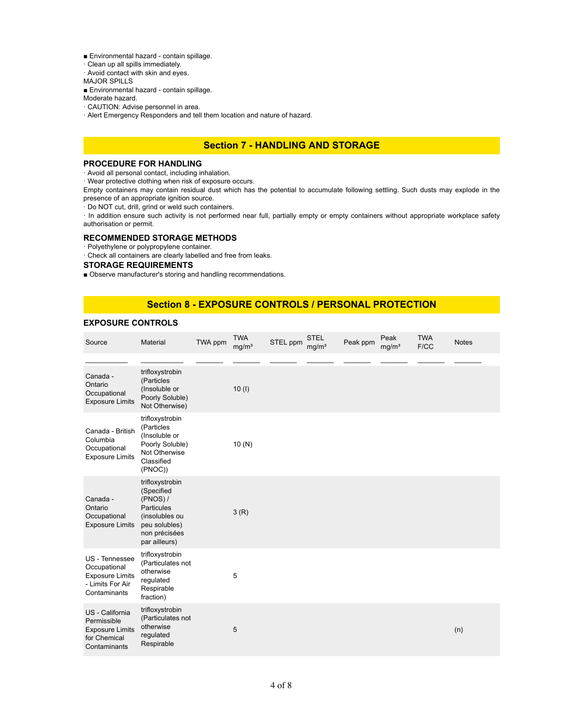■ Environmental hazard - contain spillage.
· Clean up all spills immediately.
· Avoid contact with skin and eyes.
MAJOR SPILLS
■ Environmental hazard - contain spillage.
Moderate hazard.
· CAUTION: Advise personnel in area.
· Alert Emergency Responders and tell them location and nature of hazard.

## Section 7 - HANDLING AND STORAGE

### PROCEDURE FOR HANDLING

· Avoid all personal contact, including inhalation.
· Wear protective clothing when risk of exposure occurs.
Empty containers may contain residual dust which has the potential to accumulate following settling. Such dusts may explode in the presence of an appropriate ignition source.
· Do NOT cut, drill, grind or weld such containers.
· In addition ensure such activity is not performed near full, partially empty or empty containers without appropriate workplace safety authorisation or permit.

### RECOMMENDED STORAGE METHODS

· Polyethylene or polypropylene container.
· Check all containers are clearly labelled and free from leaks.

### STORAGE REQUIREMENTS

■ Observe manufacturer's storing and handling recommendations.

## Section 8 - EXPOSURE CONTROLS / PERSONAL PROTECTION

### EXPOSURE CONTROLS

| Source | Material | TWA ppm | TWA mg/m³ | STEL ppm | STEL mg/m³ | Peak ppm | Peak mg/m³ | TWA F/CC | Notes |
|---|---|---|---|---|---|---|---|---|---|
| Canada - Ontario Occupational Exposure Limits | trifloxystrobin (Particles (Insoluble or Poorly Soluble) Not Otherwise) | | 10 (I) | | | | | | |
| Canada - British Columbia Occupational Exposure Limits | trifloxystrobin (Particles (Insoluble or Poorly Soluble) Not Otherwise Classified (PNOC)) | | 10 (N) | | | | | | |
| Canada - Ontario Occupational Exposure Limits | trifloxystrobin (Specified (PNOS) / Particules (insolubles ou peu solubles) non précisées par ailleurs) | | 3 (R) | | | | | | |
| US - Tennessee Occupational Exposure Limits - Limits For Air Contaminants | trifloxystrobin (Particulates not otherwise regulated Respirable fraction) | | 5 | | | | | | |
| US - California Permissible Exposure Limits for Chemical Contaminants | trifloxystrobin (Particulates not otherwise regulated Respirable | | 5 | | | | | | (n) |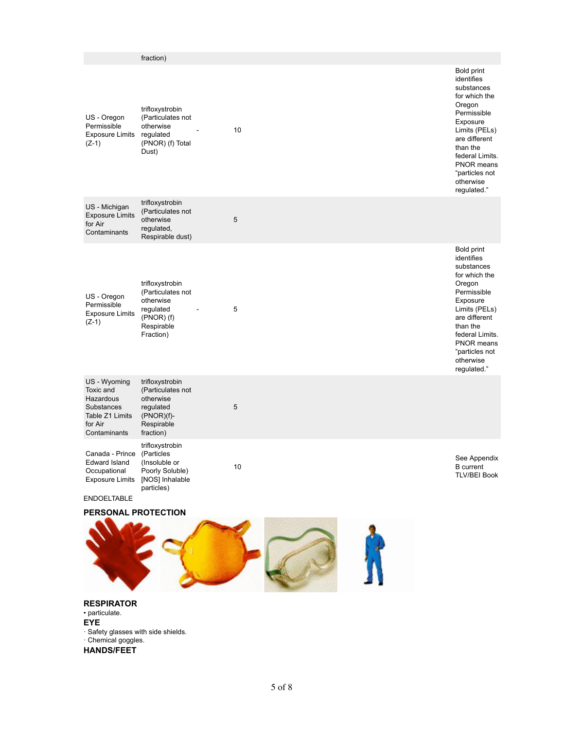| | | | | |
|---|---|---|---|---|
| | fraction) | | | |
| US - Oregon Permissible Exposure Limits (Z-1) | trifloxystrobin (Particulates not otherwise regulated (PNOR) (f) Total Dust) | - | 10 | Bold print identifies substances for which the Oregon Permissible Exposure Limits (PELs) are different than the federal Limits. PNOR means "particles not otherwise regulated." |
| US - Michigan Exposure Limits for Air Contaminants | trifloxystrobin (Particulates not otherwise regulated, Respirable dust) | | 5 | |
| US - Oregon Permissible Exposure Limits (Z-1) | trifloxystrobin (Particulates not otherwise regulated (PNOR) (f) Respirable Fraction) | - | 5 | Bold print identifies substances for which the Oregon Permissible Exposure Limits (PELs) are different than the federal Limits. PNOR means "particles not otherwise regulated." |
| US - Wyoming Toxic and Hazardous Substances Table Z1 Limits for Air Contaminants | trifloxystrobin (Particulates not otherwise regulated (PNOR)(f)- Respirable fraction) | | 5 | |
| Canada - Prince Edward Island Occupational Exposure Limits | trifloxystrobin (Particles (Insoluble or Poorly Soluble) [NOS] Inhalable particles) | | 10 | See Appendix B current TLV/BEI Book |

ENDOELTABLE

## PERSONAL PROTECTION

### RESPIRATOR

- particulate.

### EYE

- Safety glasses with side shields.
- Chemical goggles.

### HANDS/FEET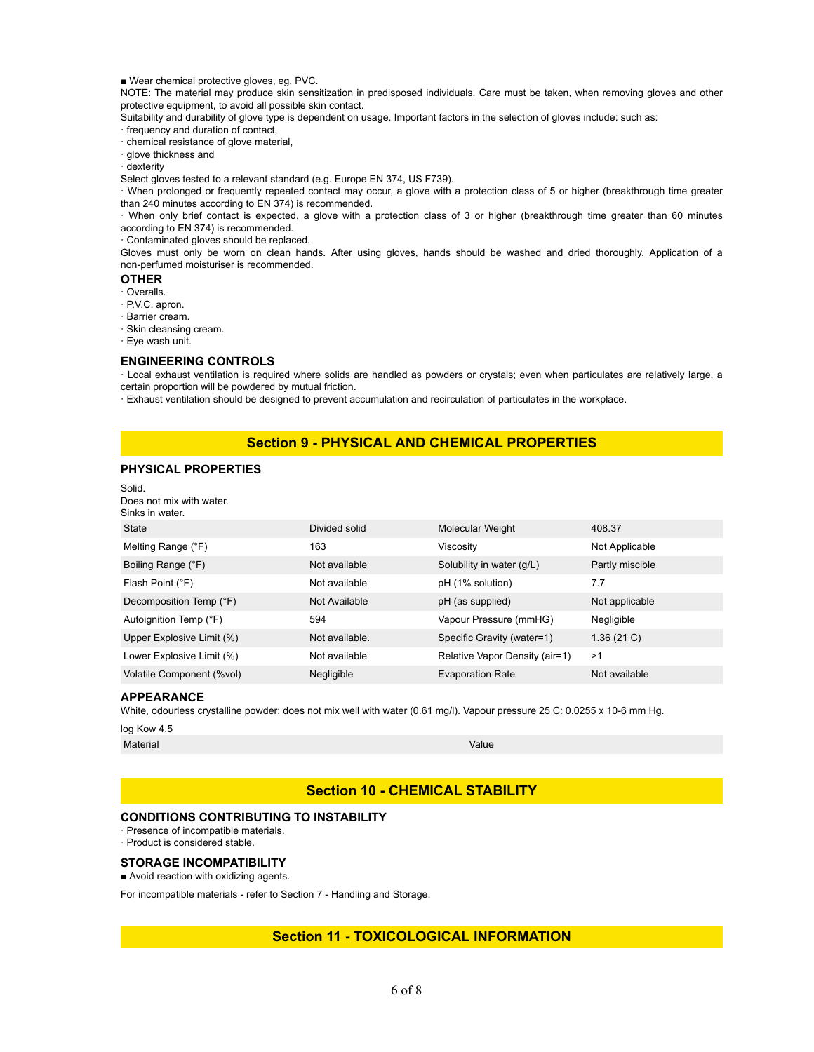■ Wear chemical protective gloves, eg. PVC.

NOTE: The material may produce skin sensitization in predisposed individuals. Care must be taken, when removing gloves and other protective equipment, to avoid all possible skin contact.

Suitability and durability of glove type is dependent on usage. Important factors in the selection of gloves include: such as:

· frequency and duration of contact,
· chemical resistance of glove material,
· glove thickness and
· dexterity

Select gloves tested to a relevant standard (e.g. Europe EN 374, US F739).

· When prolonged or frequently repeated contact may occur, a glove with a protection class of 5 or higher (breakthrough time greater than 240 minutes according to EN 374) is recommended.

· When only brief contact is expected, a glove with a protection class of 3 or higher (breakthrough time greater than 60 minutes according to EN 374) is recommended.

· Contaminated gloves should be replaced.

Gloves must only be worn on clean hands. After using gloves, hands should be washed and dried thoroughly. Application of a non-perfumed moisturiser is recommended.

### OTHER

· Overalls.
· P.V.C. apron.
· Barrier cream.
· Skin cleansing cream.
· Eye wash unit.

### ENGINEERING CONTROLS

· Local exhaust ventilation is required where solids are handled as powders or crystals; even when particulates are relatively large, a certain proportion will be powdered by mutual friction.

· Exhaust ventilation should be designed to prevent accumulation and recirculation of particulates in the workplace.

## Section 9 - PHYSICAL AND CHEMICAL PROPERTIES

### PHYSICAL PROPERTIES

Solid.
Does not mix with water.
Sinks in water.

| State | Divided solid | Molecular Weight | 408.37 |
|---|---|---|---|
| Melting Range (°F) | 163 | Viscosity | Not Applicable |
| Boiling Range (°F) | Not available | Solubility in water (g/L) | Partly miscible |
| Flash Point (°F) | Not available | pH (1% solution) | 7.7 |
| Decomposition Temp (°F) | Not Available | pH (as supplied) | Not applicable |
| Autoignition Temp (°F) | 594 | Vapour Pressure (mmHG) | Negligible |
| Upper Explosive Limit (%) | Not available. | Specific Gravity (water=1) | 1.36 (21 C) |
| Lower Explosive Limit (%) | Not available | Relative Vapor Density (air=1) | >1 |
| Volatile Component (%vol) | Negligible | Evaporation Rate | Not available |

### APPEARANCE

White, odourless crystalline powder; does not mix well with water (0.61 mg/l). Vapour pressure 25 C: 0.0255 x 10-6 mm Hg.

log Kow 4.5

| Material | Value |
|---|---|

## Section 10 - CHEMICAL STABILITY

### CONDITIONS CONTRIBUTING TO INSTABILITY

· Presence of incompatible materials.
· Product is considered stable.

### STORAGE INCOMPATIBILITY

■ Avoid reaction with oxidizing agents.

For incompatible materials - refer to Section 7 - Handling and Storage.

## Section 11 - TOXICOLOGICAL INFORMATION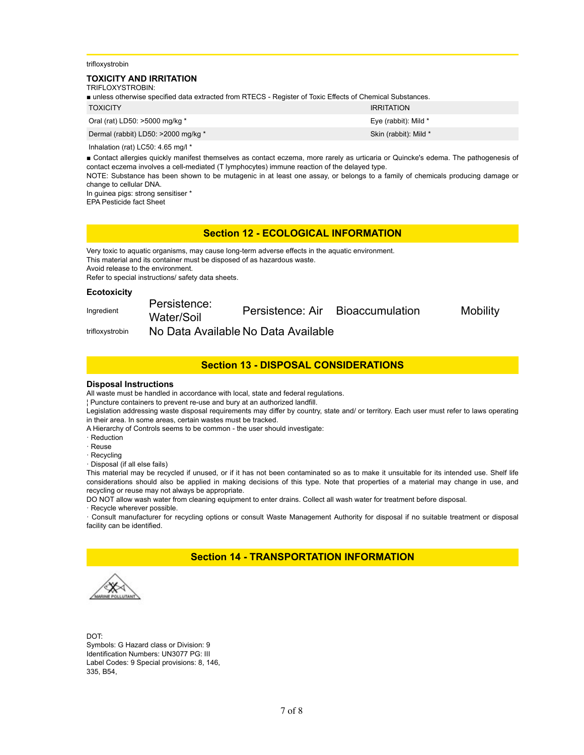trifloxystrobin

### TOXICITY AND IRRITATION

TRIFLOXYSTROBIN:

■ unless otherwise specified data extracted from RTECS - Register of Toxic Effects of Chemical Substances.

| TOXICITY | IRRITATION |
| --- | --- |
| Oral (rat) LD50: >5000 mg/kg * | Eye (rabbit): Mild * |
| Dermal (rabbit) LD50: >2000 mg/kg * | Skin (rabbit): Mild * |
| Inhalation (rat) LC50: 4.65 mg/l * | |

■ Contact allergies quickly manifest themselves as contact eczema, more rarely as urticaria or Quincke's edema. The pathogenesis of contact eczema involves a cell-mediated (T lymphocytes) immune reaction of the delayed type.

NOTE: Substance has been shown to be mutagenic in at least one assay, or belongs to a family of chemicals producing damage or change to cellular DNA.

In guinea pigs: strong sensitiser *

EPA Pesticide fact Sheet

## Section 12 - ECOLOGICAL INFORMATION

Very toxic to aquatic organisms, may cause long-term adverse effects in the aquatic environment.

This material and its container must be disposed of as hazardous waste.

Avoid release to the environment.

Refer to special instructions/ safety data sheets.

### Ecotoxicity

| Ingredient | Persistence: Water/Soil | Persistence: Air | Bioaccumulation | Mobility |
| --- | --- | --- | --- | --- |
| trifloxystrobin | No Data Available | No Data Available | | |

## Section 13 - DISPOSAL CONSIDERATIONS

### Disposal Instructions

All waste must be handled in accordance with local, state and federal regulations.

¦ Puncture containers to prevent re-use and bury at an authorized landfill.

Legislation addressing waste disposal requirements may differ by country, state and/ or territory. Each user must refer to laws operating in their area. In some areas, certain wastes must be tracked.

A Hierarchy of Controls seems to be common - the user should investigate:

· Reduction
· Reuse
· Recycling
· Disposal (if all else fails)

This material may be recycled if unused, or if it has not been contaminated so as to make it unsuitable for its intended use. Shelf life considerations should also be applied in making decisions of this type. Note that properties of a material may change in use, and recycling or reuse may not always be appropriate.

DO NOT allow wash water from cleaning equipment to enter drains. Collect all wash water for treatment before disposal.

· Recycle wherever possible.

· Consult manufacturer for recycling options or consult Waste Management Authority for disposal if no suitable treatment or disposal facility can be identified.

## Section 14 - TRANSPORTATION INFORMATION

MARINE POLLUTANT

DOT:

Symbols: G Hazard class or Division: 9
Identification Numbers: UN3077 PG: III
Label Codes: 9 Special provisions: 8, 146, 335, B54,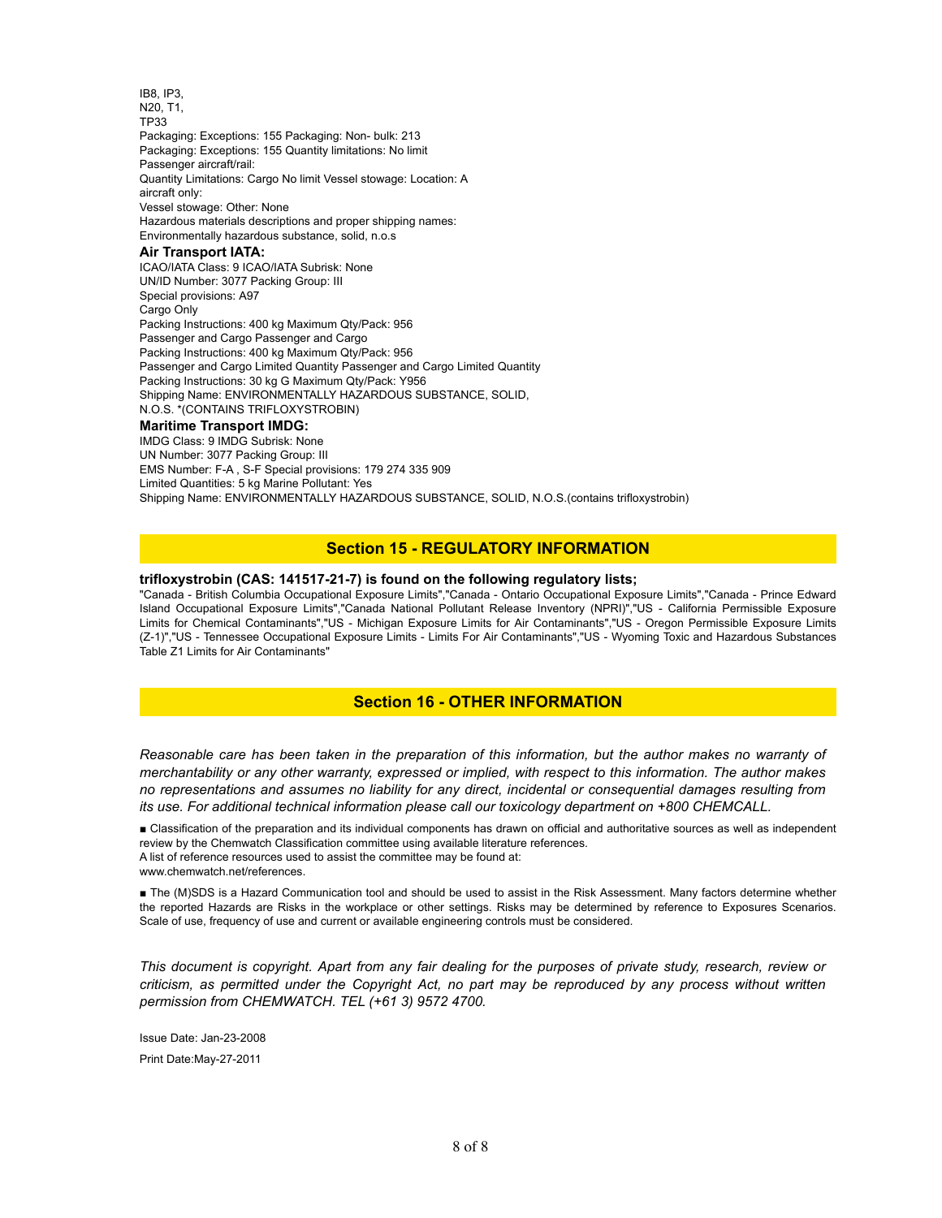IB8, IP3,
N20, T1,
TP33
Packaging: Exceptions: 155 Packaging: Non- bulk: 213
Packaging: Exceptions: 155 Quantity limitations: No limit
Passenger aircraft/rail:
Quantity Limitations: Cargo No limit Vessel stowage: Location: A
aircraft only:
Vessel stowage: Other: None
Hazardous materials descriptions and proper shipping names:
Environmentally hazardous substance, solid, n.o.s

**Air Transport IATA:**

ICAO/IATA Class: 9 ICAO/IATA Subrisk: None
UN/ID Number: 3077 Packing Group: III
Special provisions: A97
Cargo Only
Packing Instructions: 400 kg Maximum Qty/Pack: 956
Passenger and Cargo Passenger and Cargo
Packing Instructions: 400 kg Maximum Qty/Pack: 956
Passenger and Cargo Limited Quantity Passenger and Cargo Limited Quantity
Packing Instructions: 30 kg G Maximum Qty/Pack: Y956
Shipping Name: ENVIRONMENTALLY HAZARDOUS SUBSTANCE, SOLID,
N.O.S. *(CONTAINS TRIFLOXYSTROBIN)

**Maritime Transport IMDG:**

IMDG Class: 9 IMDG Subrisk: None
UN Number: 3077 Packing Group: III
EMS Number: F-A , S-F Special provisions: 179 274 335 909
Limited Quantities: 5 kg Marine Pollutant: Yes
Shipping Name: ENVIRONMENTALLY HAZARDOUS SUBSTANCE, SOLID, N.O.S.(contains trifloxystrobin)

## Section 15 - REGULATORY INFORMATION

**trifloxystrobin (CAS: 141517-21-7) is found on the following regulatory lists;**

"Canada - British Columbia Occupational Exposure Limits","Canada - Ontario Occupational Exposure Limits","Canada - Prince Edward Island Occupational Exposure Limits","Canada National Pollutant Release Inventory (NPRI)","US - California Permissible Exposure Limits for Chemical Contaminants","US - Michigan Exposure Limits for Air Contaminants","US - Oregon Permissible Exposure Limits (Z-1)","US - Tennessee Occupational Exposure Limits - Limits For Air Contaminants","US - Wyoming Toxic and Hazardous Substances Table Z1 Limits for Air Contaminants"

## Section 16 - OTHER INFORMATION

*Reasonable care has been taken in the preparation of this information, but the author makes no warranty of merchantability or any other warranty, expressed or implied, with respect to this information. The author makes no representations and assumes no liability for any direct, incidental or consequential damages resulting from its use. For additional technical information please call our toxicology department on +800 CHEMCALL.*

■ Classification of the preparation and its individual components has drawn on official and authoritative sources as well as independent review by the Chemwatch Classification committee using available literature references.
A list of reference resources used to assist the committee may be found at:
www.chemwatch.net/references.

■ The (M)SDS is a Hazard Communication tool and should be used to assist in the Risk Assessment. Many factors determine whether the reported Hazards are Risks in the workplace or other settings. Risks may be determined by reference to Exposures Scenarios. Scale of use, frequency of use and current or available engineering controls must be considered.

*This document is copyright. Apart from any fair dealing for the purposes of private study, research, review or criticism, as permitted under the Copyright Act, no part may be reproduced by any process without written permission from CHEMWATCH. TEL (+61 3) 9572 4700.*

Issue Date: Jan-23-2008

Print Date:May-27-2011